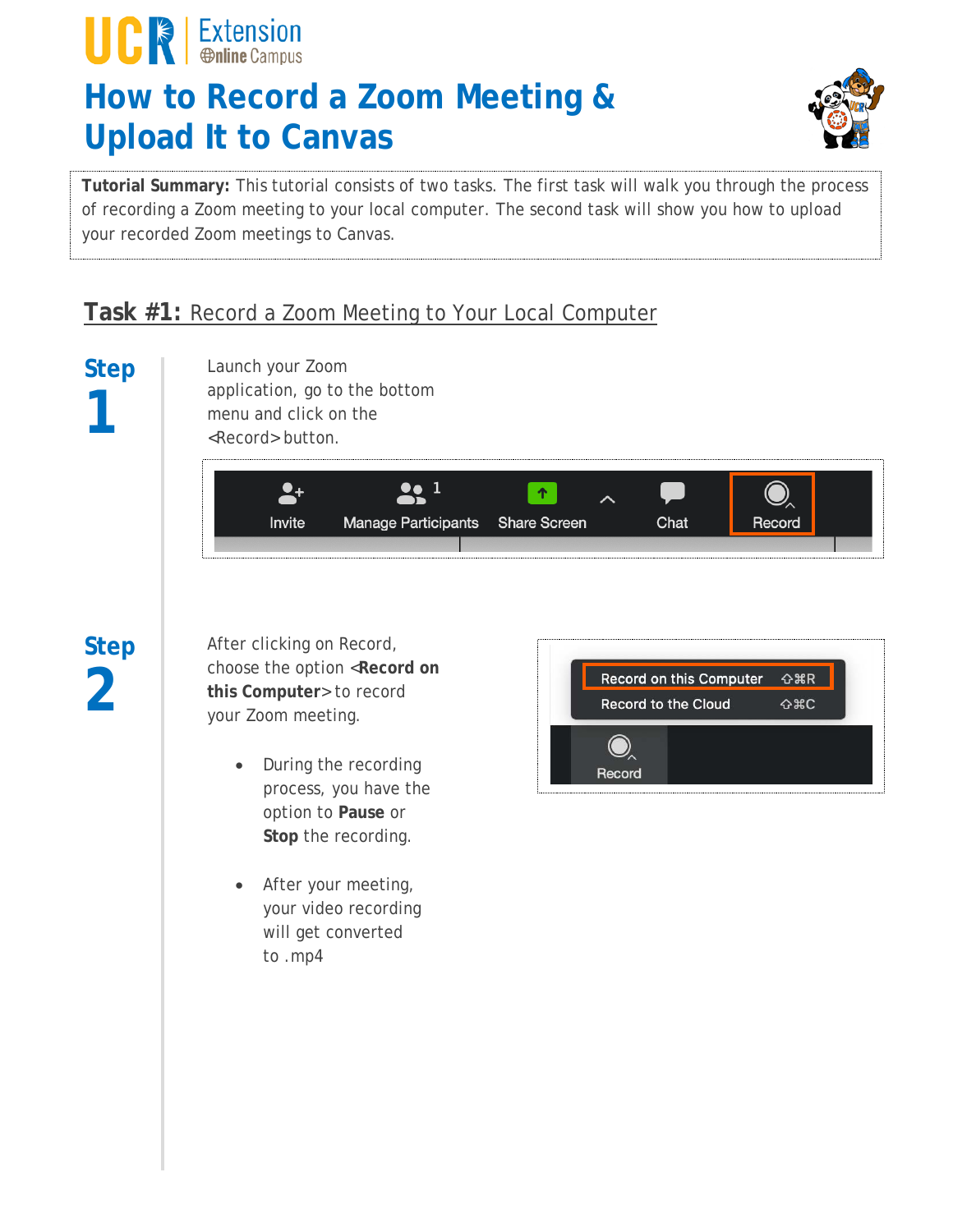# How to Record a Zoom Meeting & Upload It to Canvas

**Tutorial Summary:** This tutorial consists of two tasks. The first task will walk you through the process of recording a Zoom meeting to your local computer. The second task will show you how to upload your recorded Zoom meetings to Canvas.

## Task #1: Record a Zoom Meeting to Your Local Computer

### Step 1

Launch your Zoom application, go to the bottom menu and click on the <Record> button.

### Step 2

After clicking on Record, choose the option <**Record on this Computer**> to record your Zoom meeting.

- During the recording process, you have the option to **Pause** or **Stop** the recording.
- After your meeting, your video recording will get converted to .mp4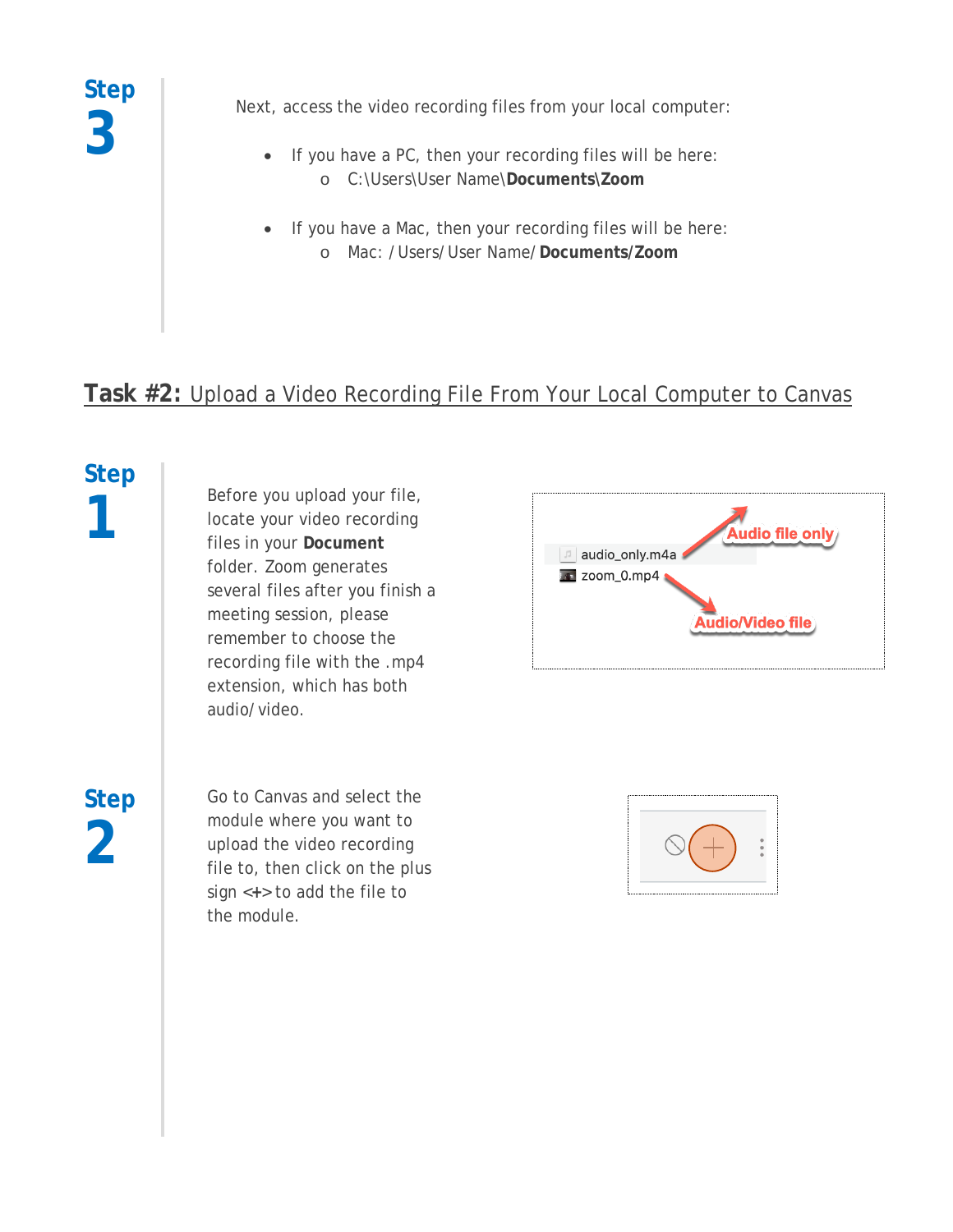**Step 3**

Next, access the video recording files from your local computer:

- If you have a PC, then your recording files will be here:
    - C:\Users\User Name\**Documents\Zoom**
- If you have a Mac, then your recording files will be here:
    - Mac: /Users/User Name/**Documents/Zoom**

## **Task #2:** Upload a Video Recording File From Your Local Computer to Canvas

**Step 1**

Before you upload your file, locate your video recording files in your **Document** folder. Zoom generates several files after you finish a meeting session, please remember to choose the recording file with the .mp4 extension, which has both audio/video.

**Step 2**

Go to Canvas and select the module where you want to upload the video recording file to, then click on the plus sign <+> to add the file to the module.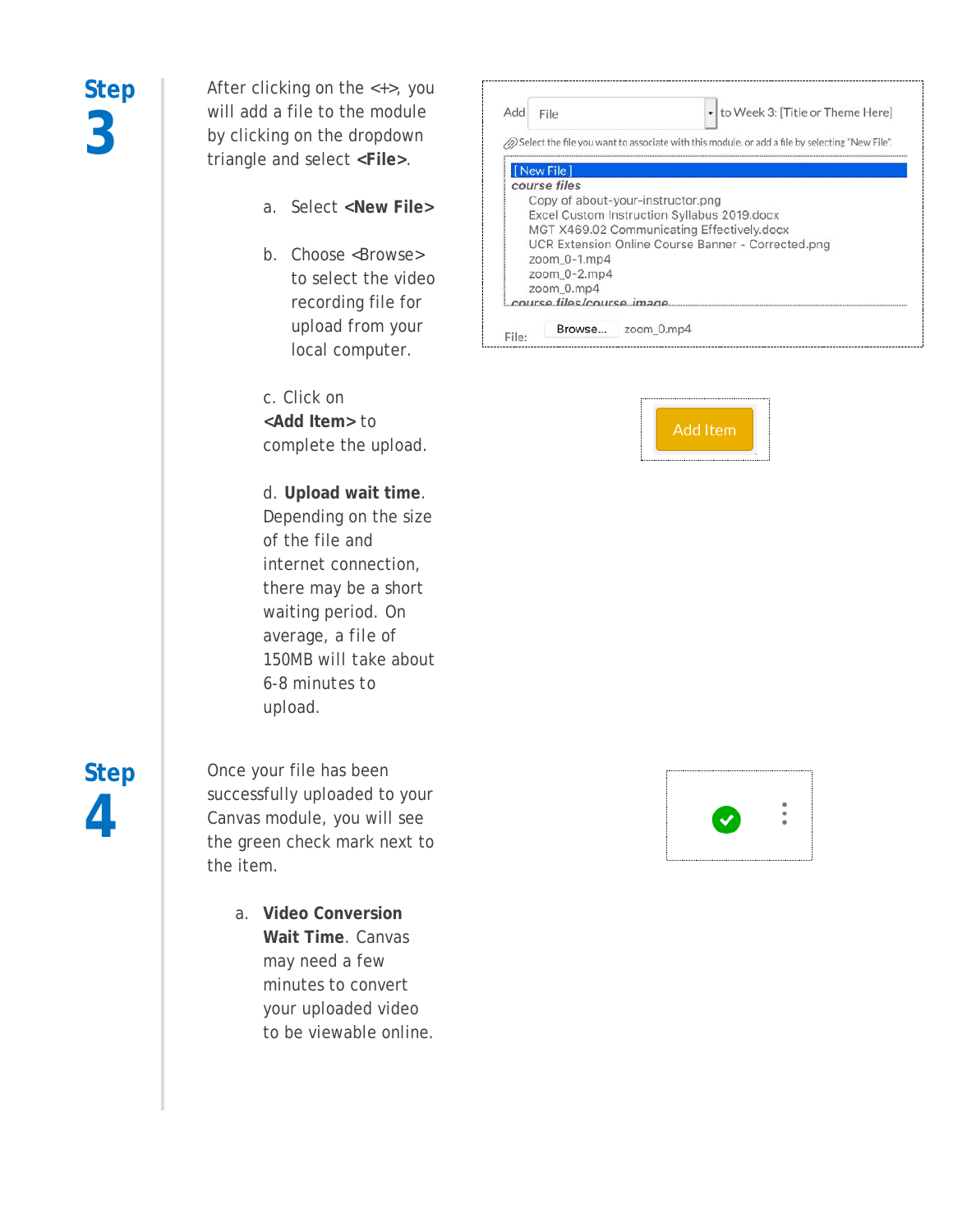## Step 3

After clicking on the <+>, you will add a file to the module by clicking on the dropdown triangle and select **<File>**.

a. Select **<New File>**

b. Choose <Browse> to select the video recording file for upload from your local computer.

c. Click on **<Add Item>** to complete the upload.

d. **Upload wait time**. Depending on the size of the file and internet connection, there may be a short waiting period. On average, a file of 150MB will take about 6-8 minutes to upload.

Add File to Week 3: [Title or Theme Here]

Select the file you want to associate with this module, or add a file by selecting "New File".

[ New File ]
course files
Copy of about-your-instructor.png
Excel Custom Instruction Syllabus 2019.docx
MGT X469.02 Communicating Effectively.docx
UCR Extension Online Course Banner - Corrected.png
zoom_0-1.mp4
zoom_0-2.mp4
zoom_0.mp4
course files/course image

File: Browse... zoom_0.mp4

Add Item

## Step 4

Once your file has been successfully uploaded to your Canvas module, you will see the green check mark next to the item.

a. **Video Conversion Wait Time**. Canvas may need a few minutes to convert your uploaded video to be viewable online.